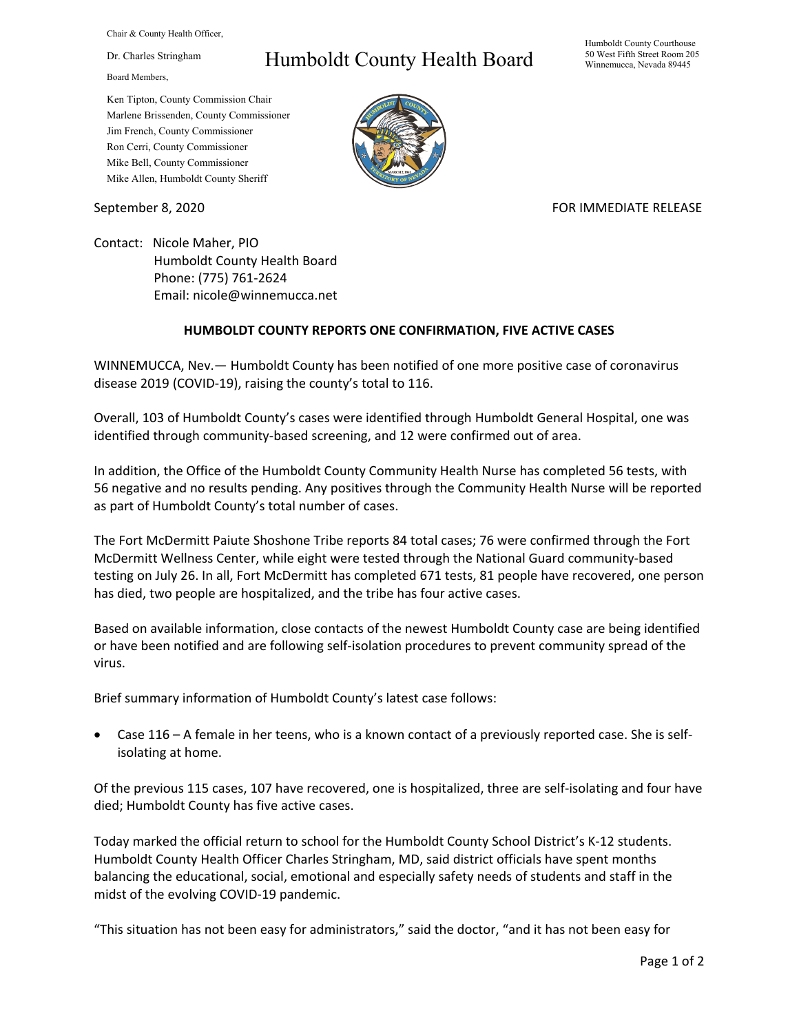Chair & County Health Officer,

Dr. Charles Stringham

Board Members,

Ken Tipton, County Commission Chair
Marlene Brissenden, County Commissioner
Jim French, County Commissioner
Ron Cerri, County Commissioner
Mike Bell, County Commissioner
Mike Allen, Humboldt County Sheriff

# Humboldt County Health Board

Humboldt County Courthouse
50 West Fifth Street Room 205
Winnemucca, Nevada 89445

September 8, 2020

FOR IMMEDIATE RELEASE

Contact: Nicole Maher, PIO
Humboldt County Health Board
Phone: (775) 761-2624
Email: nicole@winnemucca.net

**HUMBOLDT COUNTY REPORTS ONE CONFIRMATION, FIVE ACTIVE CASES**

WINNEMUCCA, Nev.— Humboldt County has been notified of one more positive case of coronavirus disease 2019 (COVID-19), raising the county's total to 116.

Overall, 103 of Humboldt County's cases were identified through Humboldt General Hospital, one was identified through community-based screening, and 12 were confirmed out of area.

In addition, the Office of the Humboldt County Community Health Nurse has completed 56 tests, with 56 negative and no results pending. Any positives through the Community Health Nurse will be reported as part of Humboldt County's total number of cases.

The Fort McDermitt Paiute Shoshone Tribe reports 84 total cases; 76 were confirmed through the Fort McDermitt Wellness Center, while eight were tested through the National Guard community-based testing on July 26. In all, Fort McDermitt has completed 671 tests, 81 people have recovered, one person has died, two people are hospitalized, and the tribe has four active cases.

Based on available information, close contacts of the newest Humboldt County case are being identified or have been notified and are following self-isolation procedures to prevent community spread of the virus.

Brief summary information of Humboldt County's latest case follows:

- Case 116 – A female in her teens, who is a known contact of a previously reported case. She is self-isolating at home.

Of the previous 115 cases, 107 have recovered, one is hospitalized, three are self-isolating and four have died; Humboldt County has five active cases.

Today marked the official return to school for the Humboldt County School District's K-12 students. Humboldt County Health Officer Charles Stringham, MD, said district officials have spent months balancing the educational, social, emotional and especially safety needs of students and staff in the midst of the evolving COVID-19 pandemic.

"This situation has not been easy for administrators," said the doctor, "and it has not been easy for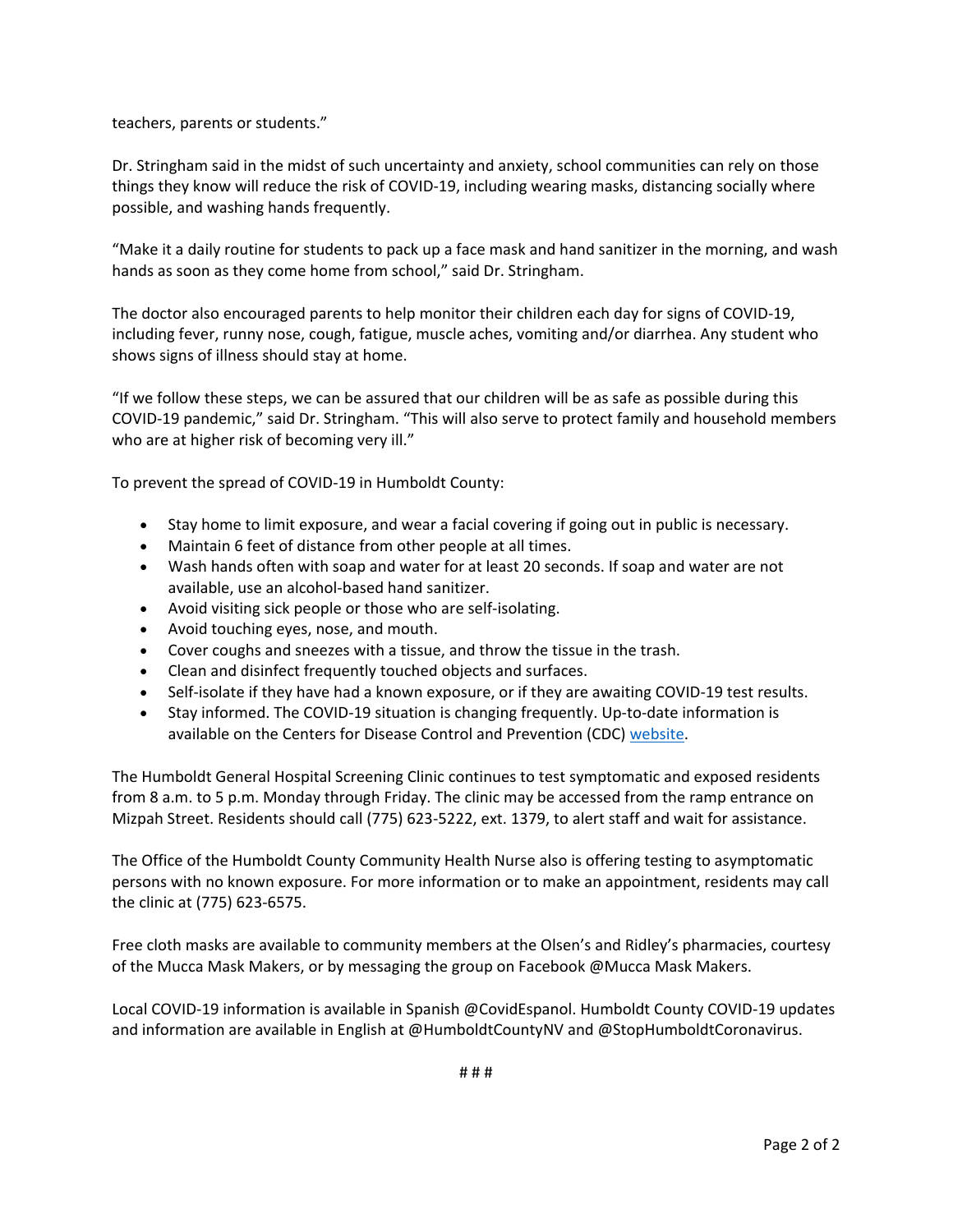teachers, parents or students."

Dr. Stringham said in the midst of such uncertainty and anxiety, school communities can rely on those things they know will reduce the risk of COVID-19, including wearing masks, distancing socially where possible, and washing hands frequently.

"Make it a daily routine for students to pack up a face mask and hand sanitizer in the morning, and wash hands as soon as they come home from school," said Dr. Stringham.

The doctor also encouraged parents to help monitor their children each day for signs of COVID-19, including fever, runny nose, cough, fatigue, muscle aches, vomiting and/or diarrhea. Any student who shows signs of illness should stay at home.

"If we follow these steps, we can be assured that our children will be as safe as possible during this COVID-19 pandemic," said Dr. Stringham. "This will also serve to protect family and household members who are at higher risk of becoming very ill."

To prevent the spread of COVID-19 in Humboldt County:

- Stay home to limit exposure, and wear a facial covering if going out in public is necessary.
- Maintain 6 feet of distance from other people at all times.
- Wash hands often with soap and water for at least 20 seconds. If soap and water are not available, use an alcohol-based hand sanitizer.
- Avoid visiting sick people or those who are self-isolating.
- Avoid touching eyes, nose, and mouth.
- Cover coughs and sneezes with a tissue, and throw the tissue in the trash.
- Clean and disinfect frequently touched objects and surfaces.
- Self-isolate if they have had a known exposure, or if they are awaiting COVID-19 test results.
- Stay informed. The COVID-19 situation is changing frequently. Up-to-date information is available on the Centers for Disease Control and Prevention (CDC) website.

The Humboldt General Hospital Screening Clinic continues to test symptomatic and exposed residents from 8 a.m. to 5 p.m. Monday through Friday. The clinic may be accessed from the ramp entrance on Mizpah Street. Residents should call (775) 623-5222, ext. 1379, to alert staff and wait for assistance.

The Office of the Humboldt County Community Health Nurse also is offering testing to asymptomatic persons with no known exposure. For more information or to make an appointment, residents may call the clinic at (775) 623-6575.

Free cloth masks are available to community members at the Olsen's and Ridley's pharmacies, courtesy of the Mucca Mask Makers, or by messaging the group on Facebook @Mucca Mask Makers.

Local COVID-19 information is available in Spanish @CovidEspanol. Humboldt County COVID-19 updates and information are available in English at @HumboldtCountyNV and @StopHumboldtCoronavirus.

# # #